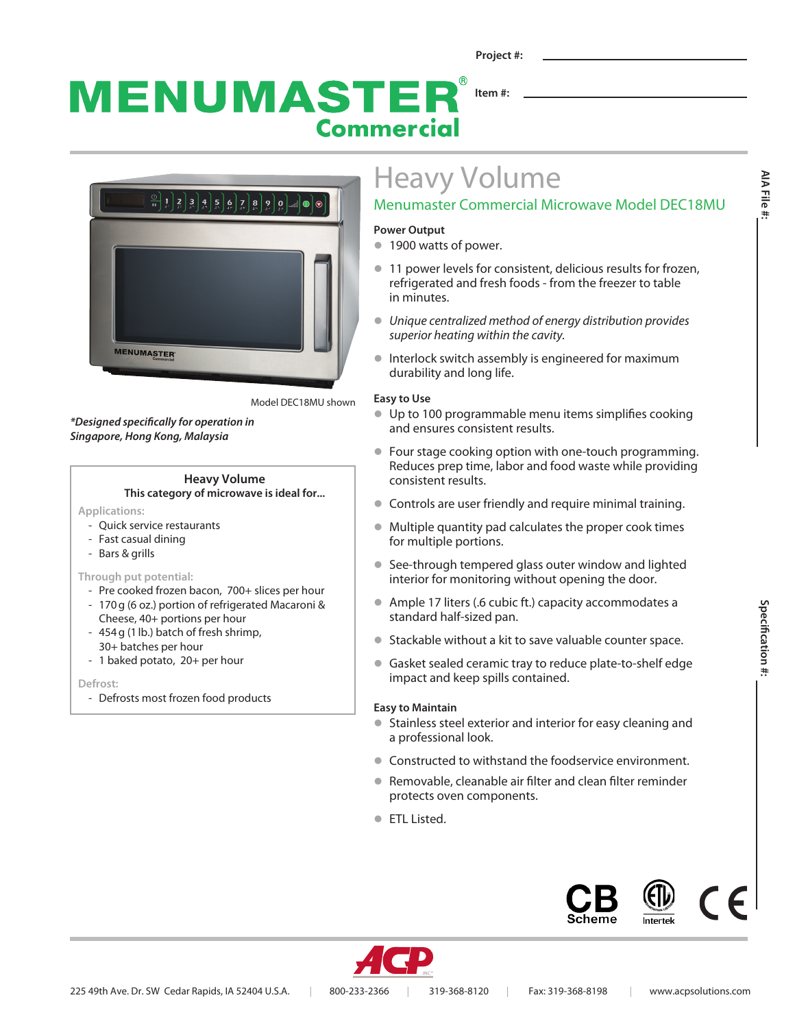Project #: \_\_\_\_\_\_\_\_\_\_\_\_\_\_\_\_\_\_\_\_

Item #: \_\_\_\_\_\_\_\_\_\_\_\_\_\_\_\_\_\_\_\_

# MENUMASTER® Commercial

Model DEC18MU shown

*\*Designed specifically for operation in Singapore, Hong Kong, Malaysia*

**Heavy Volume**
**This category of microwave is ideal for...**

Applications:
- Quick service restaurants
- Fast casual dining
- Bars & grills

Through put potential:
- Pre cooked frozen bacon, 700+ slices per hour
- 170 g (6 oz.) portion of refrigerated Macaroni & Cheese, 40+ portions per hour
- 454 g (1 lb.) batch of fresh shrimp, 30+ batches per hour
- 1 baked potato, 20+ per hour

Defrost:
- Defrosts most frozen food products

# Heavy Volume

## Menumaster Commercial Microwave Model DEC18MU

**Power Output**
- 1900 watts of power.
- 11 power levels for consistent, delicious results for frozen, refrigerated and fresh foods - from the freezer to table in minutes.
- *Unique centralized method of energy distribution provides superior heating within the cavity.*
- Interlock switch assembly is engineered for maximum durability and long life.

**Easy to Use**
- Up to 100 programmable menu items simplifies cooking and ensures consistent results.
- Four stage cooking option with one-touch programming. Reduces prep time, labor and food waste while providing consistent results.
- Controls are user friendly and require minimal training.
- Multiple quantity pad calculates the proper cook times for multiple portions.
- See-through tempered glass outer window and lighted interior for monitoring without opening the door.
- Ample 17 liters (.6 cubic ft.) capacity accommodates a standard half-sized pan.
- Stackable without a kit to save valuable counter space.
- Gasket sealed ceramic tray to reduce plate-to-shelf edge impact and keep spills contained.

**Easy to Maintain**
- Stainless steel exterior and interior for easy cleaning and a professional look.
- Constructed to withstand the foodservice environment.
- Removable, cleanable air filter and clean filter reminder protects oven components.
- ETL Listed.

AIA File #:

Specification #:

CB Scheme | Intertek | CE

ACP

225 49th Ave. Dr. SW Cedar Rapids, IA 52404 U.S.A. | 800-233-2366 | 319-368-8120 | Fax: 319-368-8198 | www.acpsolutions.com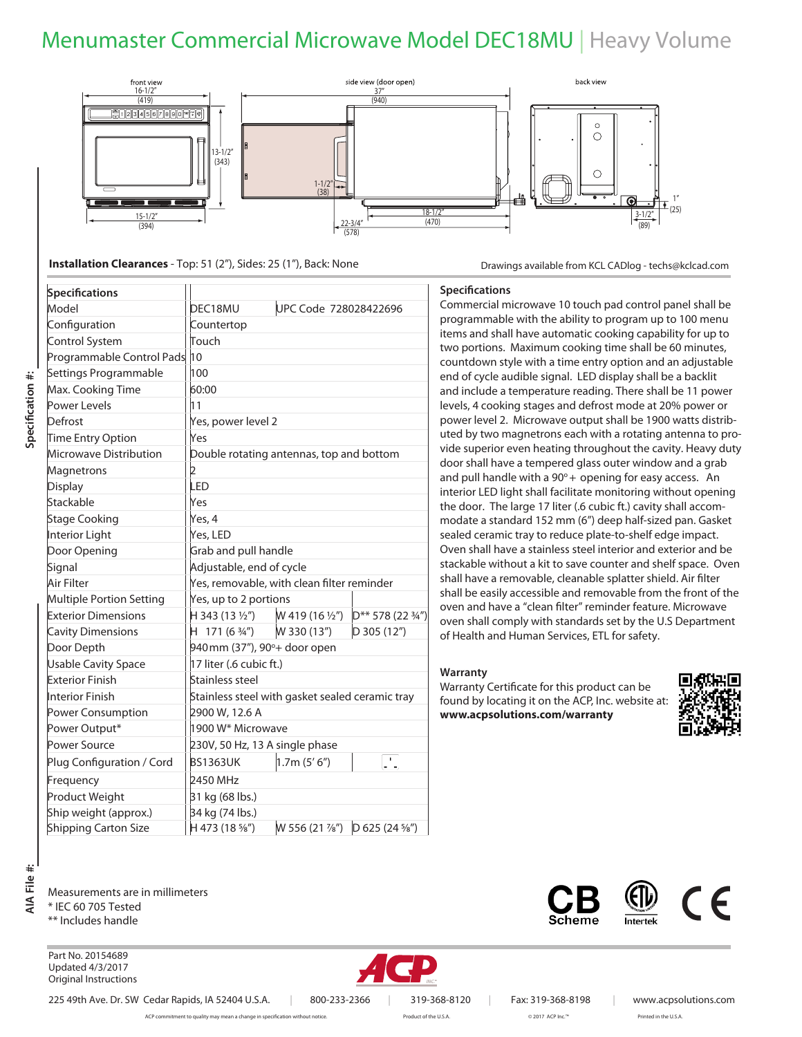# Menumaster Commercial Microwave Model DEC18MU | Heavy Volume

front view
16-1/2"
(419)
13-1/2"
(343)
15-1/2"
(394)

side view (door open)
37"
(940)
1-1/2"
(38)
22-3/4"
(578)
18-1/2"
(470)

back view
1"
(25)
3-1/2"
(89)

**Installation Clearances** - Top: 51 (2"), Sides: 25 (1"), Back: None

Drawings available from KCL CADlog - techs@kclcad.com

| Specifications | | | |
|---|---|---|---|
| Model | DEC18MU | UPC Code 728028422696 | |
| Configuration | Countertop | | |
| Control System | Touch | | |
| Programmable Control Pads | 10 | | |
| Settings Programmable | 100 | | |
| Max. Cooking Time | 60:00 | | |
| Power Levels | 11 | | |
| Defrost | Yes, power level 2 | | |
| Time Entry Option | Yes | | |
| Microwave Distribution | Double rotating antennas, top and bottom | | |
| Magnetrons | 2 | | |
| Display | LED | | |
| Stackable | Yes | | |
| Stage Cooking | Yes, 4 | | |
| Interior Light | Yes, LED | | |
| Door Opening | Grab and pull handle | | |
| Signal | Adjustable, end of cycle | | |
| Air Filter | Yes, removable, with clean filter reminder | | |
| Multiple Portion Setting | Yes, up to 2 portions | | |
| Exterior Dimensions | H 343 (13 ½") | W 419 (16 ½") | D** 578 (22 ¾") |
| Cavity Dimensions | H 171 (6 ¾") | W 330 (13") | D 305 (12") |
| Door Depth | 940 mm (37"), 90°+ door open | | |
| Usable Cavity Space | 17 liter (.6 cubic ft.) | | |
| Exterior Finish | Stainless steel | | |
| Interior Finish | Stainless steel with gasket sealed ceramic tray | | |
| Power Consumption | 2900 W, 12.6 A | | |
| Power Output* | 1900 W* Microwave | | |
| Power Source | 230V, 50 Hz, 13 A single phase | | |
| Plug Configuration / Cord | BS1363UK | 1.7m (5' 6") | |
| Frequency | 2450 MHz | | |
| Product Weight | 31 kg (68 lbs.) | | |
| Ship weight (approx.) | 34 kg (74 lbs.) | | |
| Shipping Carton Size | H 473 (18 ⅝") | W 556 (21 ⅞") | D 625 (24 ⅝") |

## Specifications

Commercial microwave 10 touch pad control panel shall be programmable with the ability to program up to 100 menu items and shall have automatic cooking capability for up to two portions. Maximum cooking time shall be 60 minutes, countdown style with a time entry option and an adjustable end of cycle audible signal. LED display shall be a backlit and include a temperature reading. There shall be 11 power levels, 4 cooking stages and defrost mode at 20% power or power level 2. Microwave output shall be 1900 watts distributed by two magnetrons each with a rotating antenna to provide superior even heating throughout the cavity. Heavy duty door shall have a tempered glass outer window and a grab and pull handle with a 90°+ opening for easy access. An interior LED light shall facilitate monitoring without opening the door. The large 17 liter (.6 cubic ft.) cavity shall accommodate a standard 152 mm (6") deep half-sized pan. Gasket sealed ceramic tray to reduce plate-to-shelf edge impact. Oven shall have a stainless steel interior and exterior and be stackable without a kit to save counter and shelf space. Oven shall have a removable, cleanable splatter shield. Air filter shall be easily accessible and removable from the front of the oven and have a "clean filter" reminder feature. Microwave oven shall comply with standards set by the U.S Department of Health and Human Services, ETL for safety.

## Warranty

Warranty Certificate for this product can be found by locating it on the ACP, Inc. website at: **www.acpsolutions.com/warranty**

Specification #:

AIA File #:

Measurements are in millimeters
* IEC 60 705 Tested
** Includes handle

CB Scheme | Intertek | CE

Part No. 20154689
Updated 4/3/2017
Original Instructions

ACP

225 49th Ave. Dr. SW Cedar Rapids, IA 52404 U.S.A. | 800-233-2366 | 319-368-8120 | Fax: 319-368-8198 | www.acpsolutions.com

ACP commitment to quality may mean a change in specification without notice. Product of the U.S.A. © 2017 ACP Inc.™ Printed in the U.S.A.